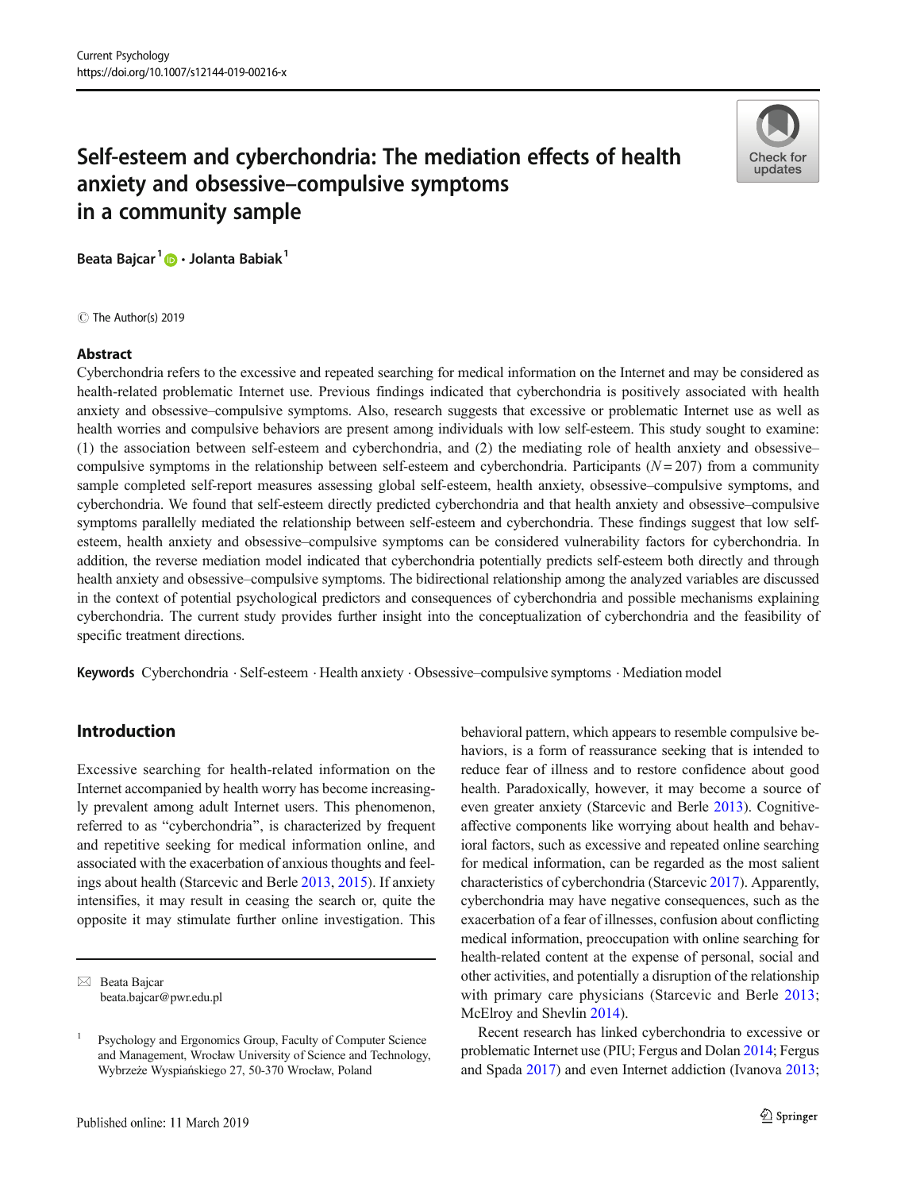# Self-esteem and cyberchondria: The mediation effects of health anxiety and obsessive–compulsive symptoms in a community sample

**Beata Bajcar**[1] · **Jolanta Babiak**[1]

© The Author(s) 2019

## Abstract

Cyberchondria refers to the excessive and repeated searching for medical information on the Internet and may be considered as health-related problematic Internet use. Previous findings indicated that cyberchondria is positively associated with health anxiety and obsessive–compulsive symptoms. Also, research suggests that excessive or problematic Internet use as well as health worries and compulsive behaviors are present among individuals with low self-esteem. This study sought to examine: (1) the association between self-esteem and cyberchondria, and (2) the mediating role of health anxiety and obsessive–compulsive symptoms in the relationship between self-esteem and cyberchondria. Participants ($N = 207$) from a community sample completed self-report measures assessing global self-esteem, health anxiety, obsessive–compulsive symptoms, and cyberchondria. We found that self-esteem directly predicted cyberchondria and that health anxiety and obsessive–compulsive symptoms parallelly mediated the relationship between self-esteem and cyberchondria. These findings suggest that low self-esteem, health anxiety and obsessive–compulsive symptoms can be considered vulnerability factors for cyberchondria. In addition, the reverse mediation model indicated that cyberchondria potentially predicts self-esteem both directly and through health anxiety and obsessive–compulsive symptoms. The bidirectional relationship among the analyzed variables are discussed in the context of potential psychological predictors and consequences of cyberchondria and possible mechanisms explaining cyberchondria. The current study provides further insight into the conceptualization of cyberchondria and the feasibility of specific treatment directions.

**Keywords** Cyberchondria · Self-esteem · Health anxiety · Obsessive–compulsive symptoms · Mediation model

## Introduction

Excessive searching for health-related information on the Internet accompanied by health worry has become increasingly prevalent among adult Internet users. This phenomenon, referred to as "cyberchondria", is characterized by frequent and repetitive seeking for medical information online, and associated with the exacerbation of anxious thoughts and feelings about health (Starcevic and Berle 2013, 2015). If anxiety intensifies, it may result in ceasing the search or, quite the opposite it may stimulate further online investigation. This behavioral pattern, which appears to resemble compulsive behaviors, is a form of reassurance seeking that is intended to reduce fear of illness and to restore confidence about good health. Paradoxically, however, it may become a source of even greater anxiety (Starcevic and Berle 2013). Cognitive-affective components like worrying about health and behavioral factors, such as excessive and repeated online searching for medical information, can be regarded as the most salient characteristics of cyberchondria (Starcevic 2017). Apparently, cyberchondria may have negative consequences, such as the exacerbation of a fear of illnesses, confusion about conflicting medical information, preoccupation with online searching for health-related content at the expense of personal, social and other activities, and potentially a disruption of the relationship with primary care physicians (Starcevic and Berle 2013; McElroy and Shevlin 2014).

Recent research has linked cyberchondria to excessive or problematic Internet use (PIU; Fergus and Dolan 2014; Fergus and Spada 2017) and even Internet addiction (Ivanova 2013;

---

✉ Beata Bajcar
beata.bajcar@pwr.edu.pl

[1] Psychology and Ergonomics Group, Faculty of Computer Science and Management, Wrocław University of Science and Technology, Wybrzeże Wyspiańskiego 27, 50-370 Wrocław, Poland

Published online: 11 March 2019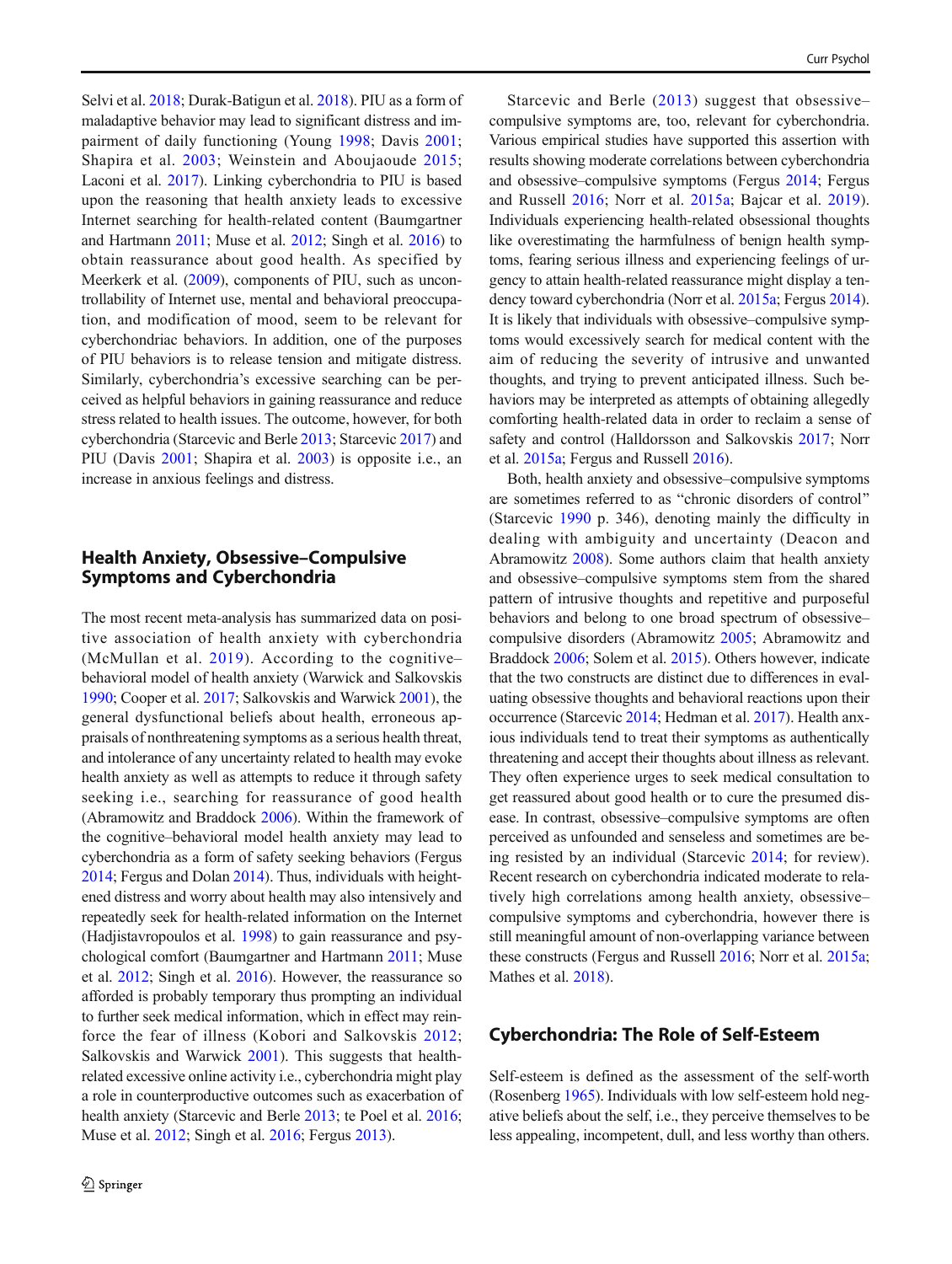Selvi et al. 2018; Durak-Batigun et al. 2018). PIU as a form of maladaptive behavior may lead to significant distress and impairment of daily functioning (Young 1998; Davis 2001; Shapira et al. 2003; Weinstein and Aboujaoude 2015; Laconi et al. 2017). Linking cyberchondria to PIU is based upon the reasoning that health anxiety leads to excessive Internet searching for health-related content (Baumgartner and Hartmann 2011; Muse et al. 2012; Singh et al. 2016) to obtain reassurance about good health. As specified by Meerkerk et al. (2009), components of PIU, such as uncontrollability of Internet use, mental and behavioral preoccupation, and modification of mood, seem to be relevant for cyberchondriac behaviors. In addition, one of the purposes of PIU behaviors is to release tension and mitigate distress. Similarly, cyberchondria's excessive searching can be perceived as helpful behaviors in gaining reassurance and reduce stress related to health issues. The outcome, however, for both cyberchondria (Starcevic and Berle 2013; Starcevic 2017) and PIU (Davis 2001; Shapira et al. 2003) is opposite i.e., an increase in anxious feelings and distress.

## Health Anxiety, Obsessive–Compulsive Symptoms and Cyberchondria

The most recent meta-analysis has summarized data on positive association of health anxiety with cyberchondria (McMullan et al. 2019). According to the cognitive–behavioral model of health anxiety (Warwick and Salkovskis 1990; Cooper et al. 2017; Salkovskis and Warwick 2001), the general dysfunctional beliefs about health, erroneous appraisals of nonthreatening symptoms as a serious health threat, and intolerance of any uncertainty related to health may evoke health anxiety as well as attempts to reduce it through safety seeking i.e., searching for reassurance of good health (Abramowitz and Braddock 2006). Within the framework of the cognitive–behavioral model health anxiety may lead to cyberchondria as a form of safety seeking behaviors (Fergus 2014; Fergus and Dolan 2014). Thus, individuals with heightened distress and worry about health may also intensively and repeatedly seek for health-related information on the Internet (Hadjistavropoulos et al. 1998) to gain reassurance and psychological comfort (Baumgartner and Hartmann 2011; Muse et al. 2012; Singh et al. 2016). However, the reassurance so afforded is probably temporary thus prompting an individual to further seek medical information, which in effect may reinforce the fear of illness (Kobori and Salkovskis 2012; Salkovskis and Warwick 2001). This suggests that health-related excessive online activity i.e., cyberchondria might play a role in counterproductive outcomes such as exacerbation of health anxiety (Starcevic and Berle 2013; te Poel et al. 2016; Muse et al. 2012; Singh et al. 2016; Fergus 2013).

Starcevic and Berle (2013) suggest that obsessive–compulsive symptoms are, too, relevant for cyberchondria. Various empirical studies have supported this assertion with results showing moderate correlations between cyberchondria and obsessive–compulsive symptoms (Fergus 2014; Fergus and Russell 2016; Norr et al. 2015a; Bajcar et al. 2019). Individuals experiencing health-related obsessional thoughts like overestimating the harmfulness of benign health symptoms, fearing serious illness and experiencing feelings of urgency to attain health-related reassurance might display a tendency toward cyberchondria (Norr et al. 2015a; Fergus 2014). It is likely that individuals with obsessive–compulsive symptoms would excessively search for medical content with the aim of reducing the severity of intrusive and unwanted thoughts, and trying to prevent anticipated illness. Such behaviors may be interpreted as attempts of obtaining allegedly comforting health-related data in order to reclaim a sense of safety and control (Halldorsson and Salkovskis 2017; Norr et al. 2015a; Fergus and Russell 2016).

Both, health anxiety and obsessive–compulsive symptoms are sometimes referred to as "chronic disorders of control" (Starcevic 1990 p. 346), denoting mainly the difficulty in dealing with ambiguity and uncertainty (Deacon and Abramowitz 2008). Some authors claim that health anxiety and obsessive–compulsive symptoms stem from the shared pattern of intrusive thoughts and repetitive and purposeful behaviors and belong to one broad spectrum of obsessive–compulsive disorders (Abramowitz 2005; Abramowitz and Braddock 2006; Solem et al. 2015). Others however, indicate that the two constructs are distinct due to differences in evaluating obsessive thoughts and behavioral reactions upon their occurrence (Starcevic 2014; Hedman et al. 2017). Health anxious individuals tend to treat their symptoms as authentically threatening and accept their thoughts about illness as relevant. They often experience urges to seek medical consultation to get reassured about good health or to cure the presumed disease. In contrast, obsessive–compulsive symptoms are often perceived as unfounded and senseless and sometimes are being resisted by an individual (Starcevic 2014; for review). Recent research on cyberchondria indicated moderate to relatively high correlations among health anxiety, obsessive–compulsive symptoms and cyberchondria, however there is still meaningful amount of non-overlapping variance between these constructs (Fergus and Russell 2016; Norr et al. 2015a; Mathes et al. 2018).

## Cyberchondria: The Role of Self-Esteem

Self-esteem is defined as the assessment of the self-worth (Rosenberg 1965). Individuals with low self-esteem hold negative beliefs about the self, i.e., they perceive themselves to be less appealing, incompetent, dull, and less worthy than others.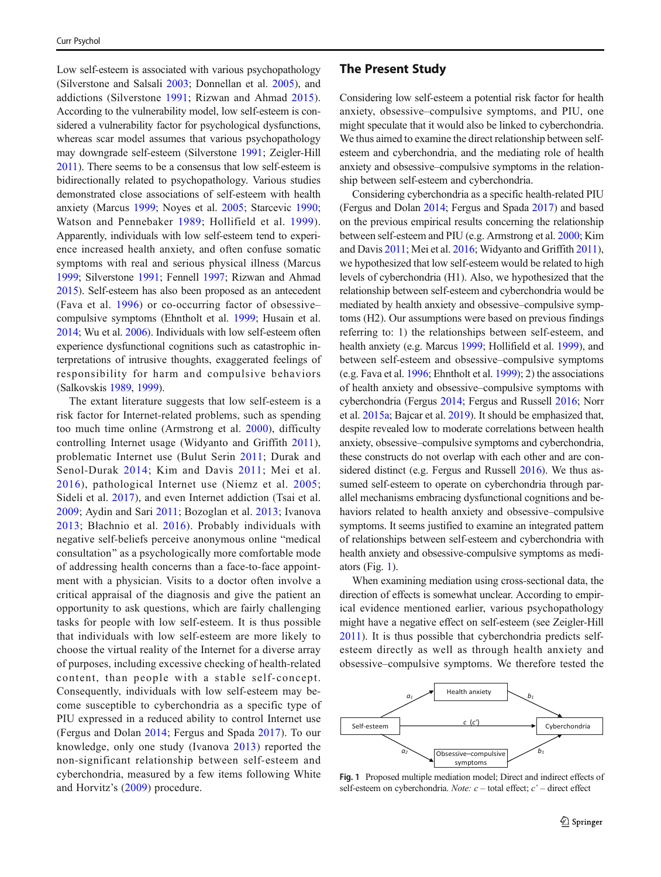Low self-esteem is associated with various psychopathology (Silverstone and Salsali 2003; Donnellan et al. 2005), and addictions (Silverstone 1991; Rizwan and Ahmad 2015). According to the vulnerability model, low self-esteem is considered a vulnerability factor for psychological dysfunctions, whereas scar model assumes that various psychopathology may downgrade self-esteem (Silverstone 1991; Zeigler-Hill 2011). There seems to be a consensus that low self-esteem is bidirectionally related to psychopathology. Various studies demonstrated close associations of self-esteem with health anxiety (Marcus 1999; Noyes et al. 2005; Starcevic 1990; Watson and Pennebaker 1989; Hollifield et al. 1999). Apparently, individuals with low self-esteem tend to experience increased health anxiety, and often confuse somatic symptoms with real and serious physical illness (Marcus 1999; Silverstone 1991; Fennell 1997; Rizwan and Ahmad 2015). Self-esteem has also been proposed as an antecedent (Fava et al. 1996) or co-occurring factor of obsessive–compulsive symptoms (Ehntholt et al. 1999; Husain et al. 2014; Wu et al. 2006). Individuals with low self-esteem often experience dysfunctional cognitions such as catastrophic interpretations of intrusive thoughts, exaggerated feelings of responsibility for harm and compulsive behaviors (Salkovskis 1989, 1999).

The extant literature suggests that low self-esteem is a risk factor for Internet-related problems, such as spending too much time online (Armstrong et al. 2000), difficulty controlling Internet usage (Widyanto and Griffith 2011), problematic Internet use (Bulut Serin 2011; Durak and Senol-Durak 2014; Kim and Davis 2011; Mei et al. 2016), pathological Internet use (Niemz et al. 2005; Sideli et al. 2017), and even Internet addiction (Tsai et al. 2009; Aydin and Sari 2011; Bozoglan et al. 2013; Ivanova 2013; Błachnio et al. 2016). Probably individuals with negative self-beliefs perceive anonymous online "medical consultation" as a psychologically more comfortable mode of addressing health concerns than a face-to-face appointment with a physician. Visits to a doctor often involve a critical appraisal of the diagnosis and give the patient an opportunity to ask questions, which are fairly challenging tasks for people with low self-esteem. It is thus possible that individuals with low self-esteem are more likely to choose the virtual reality of the Internet for a diverse array of purposes, including excessive checking of health-related content, than people with a stable self-concept. Consequently, individuals with low self-esteem may become susceptible to cyberchondria as a specific type of PIU expressed in a reduced ability to control Internet use (Fergus and Dolan 2014; Fergus and Spada 2017). To our knowledge, only one study (Ivanova 2013) reported the non-significant relationship between self-esteem and cyberchondria, measured by a few items following White and Horvitz's (2009) procedure.

## The Present Study

Considering low self-esteem a potential risk factor for health anxiety, obsessive–compulsive symptoms, and PIU, one might speculate that it would also be linked to cyberchondria. We thus aimed to examine the direct relationship between self-esteem and cyberchondria, and the mediating role of health anxiety and obsessive–compulsive symptoms in the relationship between self-esteem and cyberchondria.

Considering cyberchondria as a specific health-related PIU (Fergus and Dolan 2014; Fergus and Spada 2017) and based on the previous empirical results concerning the relationship between self-esteem and PIU (e.g. Armstrong et al. 2000; Kim and Davis 2011; Mei et al. 2016; Widyanto and Griffith 2011), we hypothesized that low self-esteem would be related to high levels of cyberchondria (H1). Also, we hypothesized that the relationship between self-esteem and cyberchondria would be mediated by health anxiety and obsessive–compulsive symptoms (H2). Our assumptions were based on previous findings referring to: 1) the relationships between self-esteem, and health anxiety (e.g. Marcus 1999; Hollifield et al. 1999), and between self-esteem and obsessive–compulsive symptoms (e.g. Fava et al. 1996; Ehntholt et al. 1999); 2) the associations of health anxiety and obsessive–compulsive symptoms with cyberchondria (Fergus 2014; Fergus and Russell 2016; Norr et al. 2015a; Bajcar et al. 2019). It should be emphasized that, despite revealed low to moderate correlations between health anxiety, obsessive–compulsive symptoms and cyberchondria, these constructs do not overlap with each other and are considered distinct (e.g. Fergus and Russell 2016). We thus assumed self-esteem to operate on cyberchondria through parallel mechanisms embracing dysfunctional cognitions and behaviors related to health anxiety and obsessive–compulsive symptoms. It seems justified to examine an integrated pattern of relationships between self-esteem and cyberchondria with health anxiety and obsessive-compulsive symptoms as mediators (Fig. 1).

When examining mediation using cross-sectional data, the direction of effects is somewhat unclear. According to empirical evidence mentioned earlier, various psychopathology might have a negative effect on self-esteem (see Zeigler-Hill 2011). It is thus possible that cyberchondria predicts self-esteem directly as well as through health anxiety and obsessive–compulsive symptoms. We therefore tested the

**Fig. 1** Proposed multiple mediation model; Direct and indirect effects of self-esteem on cyberchondria. *Note: c* – total effect; *c'* – direct effect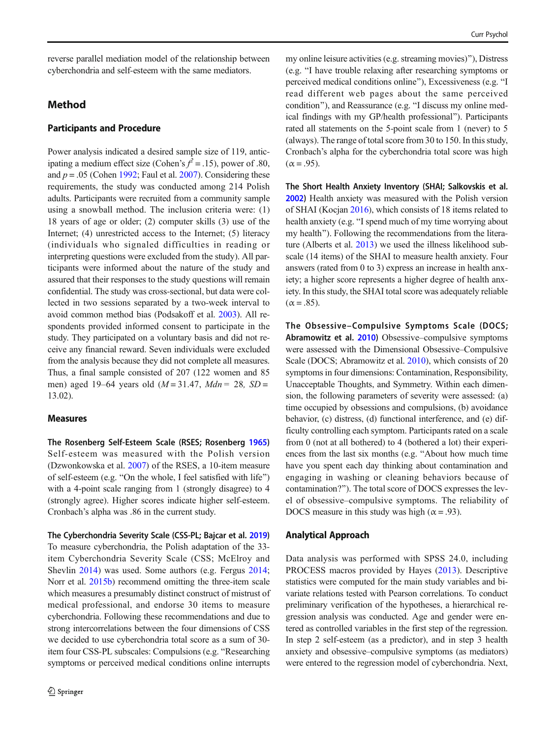reverse parallel mediation model of the relationship between cyberchondria and self-esteem with the same mediators.

## Method

### Participants and Procedure

Power analysis indicated a desired sample size of 119, anticipating a medium effect size (Cohen's $f^2 = .15$), power of .80, and $p = .05$ (Cohen 1992; Faul et al. 2007). Considering these requirements, the study was conducted among 214 Polish adults. Participants were recruited from a community sample using a snowball method. The inclusion criteria were: (1) 18 years of age or older; (2) computer skills (3) use of the Internet; (4) unrestricted access to the Internet; (5) literacy (individuals who signaled difficulties in reading or interpreting questions were excluded from the study). All participants were informed about the nature of the study and assured that their responses to the study questions will remain confidential. The study was cross-sectional, but data were collected in two sessions separated by a two-week interval to avoid common method bias (Podsakoff et al. 2003). All respondents provided informed consent to participate in the study. They participated on a voluntary basis and did not receive any financial reward. Seven individuals were excluded from the analysis because they did not complete all measures. Thus, a final sample consisted of 207 (122 women and 85 men) aged 19–64 years old ($M = 31.47$, $Mdn = 28$, $SD = 13.02$).

### Measures

**The Rosenberg Self-Esteem Scale (RSES; Rosenberg 1965)** Self-esteem was measured with the Polish version (Dzwonkowska et al. 2007) of the RSES, a 10-item measure of self-esteem (e.g. "On the whole, I feel satisfied with life") with a 4-point scale ranging from 1 (strongly disagree) to 4 (strongly agree). Higher scores indicate higher self-esteem. Cronbach's alpha was .86 in the current study.

**The Cyberchondria Severity Scale (CSS-PL; Bajcar et al. 2019)** To measure cyberchondria, the Polish adaptation of the 33-item Cyberchondria Severity Scale (CSS; McElroy and Shevlin 2014) was used. Some authors (e.g. Fergus 2014; Norr et al. 2015b) recommend omitting the three-item scale which measures a presumably distinct construct of mistrust of medical professional, and endorse 30 items to measure cyberchondria. Following these recommendations and due to strong intercorrelations between the four dimensions of CSS we decided to use cyberchondria total score as a sum of 30-item four CSS-PL subscales: Compulsions (e.g. "Researching symptoms or perceived medical conditions online interrupts my online leisure activities (e.g. streaming movies)"), Distress (e.g. "I have trouble relaxing after researching symptoms or perceived medical conditions online"), Excessiveness (e.g. "I read different web pages about the same perceived condition"), and Reassurance (e.g. "I discuss my online medical findings with my GP/health professional"). Participants rated all statements on the 5-point scale from 1 (never) to 5 (always). The range of total score from 30 to 150. In this study, Cronbach's alpha for the cyberchondria total score was high ($\alpha = .95$).

**The Short Health Anxiety Inventory (SHAI; Salkovskis et al. 2002)** Health anxiety was measured with the Polish version of SHAI (Kocjan 2016), which consists of 18 items related to health anxiety (e.g. "I spend much of my time worrying about my health"). Following the recommendations from the literature (Alberts et al. 2013) we used the illness likelihood subscale (14 items) of the SHAI to measure health anxiety. Four answers (rated from 0 to 3) express an increase in health anxiety; a higher score represents a higher degree of health anxiety. In this study, the SHAI total score was adequately reliable ($\alpha = .85$).

**The Obsessive–Compulsive Symptoms Scale (DOCS; Abramowitz et al. 2010)** Obsessive–compulsive symptoms were assessed with the Dimensional Obsessive–Compulsive Scale (DOCS; Abramowitz et al. 2010), which consists of 20 symptoms in four dimensions: Contamination, Responsibility, Unacceptable Thoughts, and Symmetry. Within each dimension, the following parameters of severity were assessed: (a) time occupied by obsessions and compulsions, (b) avoidance behavior, (c) distress, (d) functional interference, and (e) difficulty controlling each symptom. Participants rated on a scale from 0 (not at all bothered) to 4 (bothered a lot) their experiences from the last six months (e.g. "About how much time have you spent each day thinking about contamination and engaging in washing or cleaning behaviors because of contamination?"). The total score of DOCS expresses the level of obsessive–compulsive symptoms. The reliability of DOCS measure in this study was high ($\alpha = .93$).

### Analytical Approach

Data analysis was performed with SPSS 24.0, including PROCESS macros provided by Hayes (2013). Descriptive statistics were computed for the main study variables and bivariate relations tested with Pearson correlations. To conduct preliminary verification of the hypotheses, a hierarchical regression analysis was conducted. Age and gender were entered as controlled variables in the first step of the regression. In step 2 self-esteem (as a predictor), and in step 3 health anxiety and obsessive–compulsive symptoms (as mediators) were entered to the regression model of cyberchondria. Next,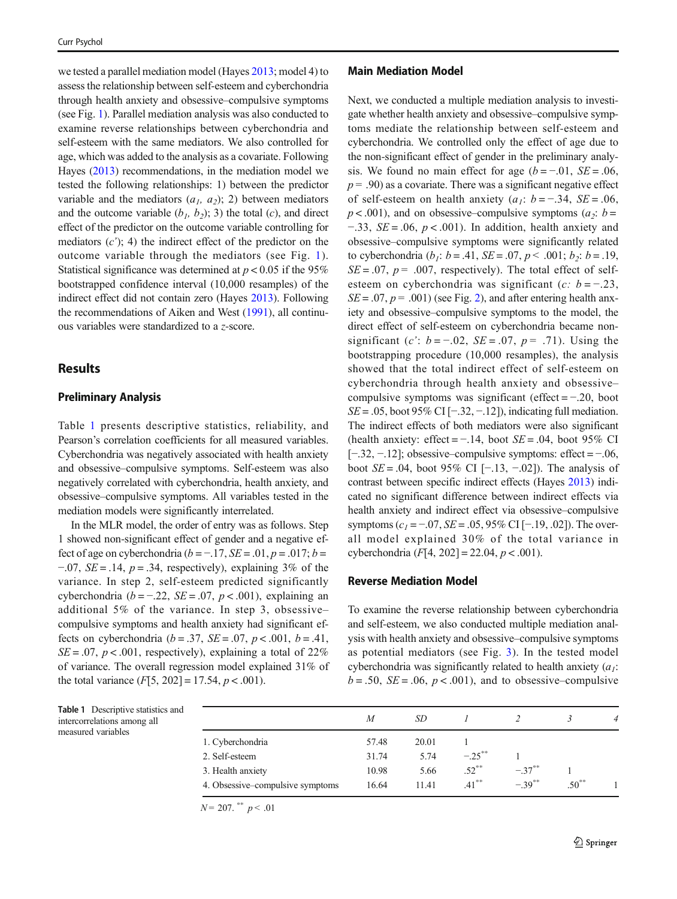we tested a parallel mediation model (Hayes 2013; model 4) to assess the relationship between self-esteem and cyberchondria through health anxiety and obsessive–compulsive symptoms (see Fig. 1). Parallel mediation analysis was also conducted to examine reverse relationships between cyberchondria and self-esteem with the same mediators. We also controlled for age, which was added to the analysis as a covariate. Following Hayes (2013) recommendations, in the mediation model we tested the following relationships: 1) between the predictor variable and the mediators ($a_1$, $a_2$); 2) between mediators and the outcome variable ($b_1$, $b_2$); 3) the total ($c$), and direct effect of the predictor on the outcome variable controlling for mediators ($c'$); 4) the indirect effect of the predictor on the outcome variable through the mediators (see Fig. 1). Statistical significance was determined at $p < 0.05$ if the 95% bootstrapped confidence interval (10,000 resamples) of the indirect effect did not contain zero (Hayes 2013). Following the recommendations of Aiken and West (1991), all continuous variables were standardized to a *z*-score.

## Results

### Preliminary Analysis

Table 1 presents descriptive statistics, reliability, and Pearson's correlation coefficients for all measured variables. Cyberchondria was negatively associated with health anxiety and obsessive–compulsive symptoms. Self-esteem was also negatively correlated with cyberchondria, health anxiety, and obsessive–compulsive symptoms. All variables tested in the mediation models were significantly interrelated.

In the MLR model, the order of entry was as follows. Step 1 showed non-significant effect of gender and a negative effect of age on cyberchondria ($b = -.17$, $SE = .01$, $p = .017$; $b = -.07$, $SE = .14$, $p = .34$, respectively), explaining 3% of the variance. In step 2, self-esteem predicted significantly cyberchondria ($b = -.22$, $SE = .07$, $p < .001$), explaining an additional 5% of the variance. In step 3, obsessive–compulsive symptoms and health anxiety had significant effects on cyberchondria ($b = .37$, $SE = .07$, $p < .001$, $b = .41$, $SE = .07$, $p < .001$, respectively), explaining a total of 22% of variance. The overall regression model explained 31% of the total variance ($F[5, 202] = 17.54$, $p < .001$).

### Main Mediation Model

Next, we conducted a multiple mediation analysis to investigate whether health anxiety and obsessive–compulsive symptoms mediate the relationship between self-esteem and cyberchondria. We controlled only the effect of age due to the non-significant effect of gender in the preliminary analysis. We found no main effect for age ($b = -.01$, $SE = .06$, $p = .90$) as a covariate. There was a significant negative effect of self-esteem on health anxiety ($a_1$: $b = -.34$, $SE = .06$, $p < .001$), and on obsessive–compulsive symptoms ($a_2$: $b = -.33$, $SE = .06$, $p < .001$). In addition, health anxiety and obsessive–compulsive symptoms were significantly related to cyberchondria ($b_1$: $b = .41$, $SE = .07$, $p < .001$; $b_2$: $b = .19$, $SE = .07$, $p = .007$, respectively). The total effect of self-esteem on cyberchondria was significant ($c$: $b = -.23$, $SE = .07$, $p = .001$) (see Fig. 2), and after entering health anxiety and obsessive–compulsive symptoms to the model, the direct effect of self-esteem on cyberchondria became non-significant ($c'$: $b = -.02$, $SE = .07$, $p = .71$). Using the bootstrapping procedure (10,000 resamples), the analysis showed that the total indirect effect of self-esteem on cyberchondria through health anxiety and obsessive–compulsive symptoms was significant (effect $= -.20$, boot $SE = .05$, boot 95% CI [−.32, −.12]), indicating full mediation. The indirect effects of both mediators were also significant (health anxiety: effect $= -.14$, boot $SE = .04$, boot 95% CI [−.32, −.12]; obsessive–compulsive symptoms: effect $= -.06$, boot $SE = .04$, boot 95% CI [−.13, −.02]). The analysis of contrast between specific indirect effects (Hayes 2013) indicated no significant difference between indirect effects via health anxiety and indirect effect via obsessive–compulsive symptoms ($c_1 = -.07$, $SE = .05$, 95% CI [−.13, .02]). The overall model explained 30% of the total variance in cyberchondria ($F[4, 202] = 22.04$, $p < .001$).

### Reverse Mediation Model

To examine the reverse relationship between cyberchondria and self-esteem, we also conducted multiple mediation analysis with health anxiety and obsessive–compulsive symptoms as potential mediators (see Fig. 3). In the tested model cyberchondria was significantly related to health anxiety ($a_1$: $b = .50$, $SE = .06$, $p < .001$), and to obsessive–compulsive

**Table 1** Descriptive statistics and intercorrelations among all measured variables

| | *M* | *SD* | *1* | *2* | *3* | *4* |
|---|---|---|---|---|---|---|
| 1. Cyberchondria | 57.48 | 20.01 | 1 | | | |
| 2. Self-esteem | 31.74 | 5.74 | $-.25^{**}$ | 1 | | |
| 3. Health anxiety | 10.98 | 5.66 | $.52^{**}$ | $-.37^{**}$ | 1 | |
| 4. Obsessive–compulsive symptoms | 16.64 | 11.41 | $.41^{**}$ | $-.39^{**}$ | $.50^{**}$ | 1 |

$N = 207$. $^{**}$ $p < .01$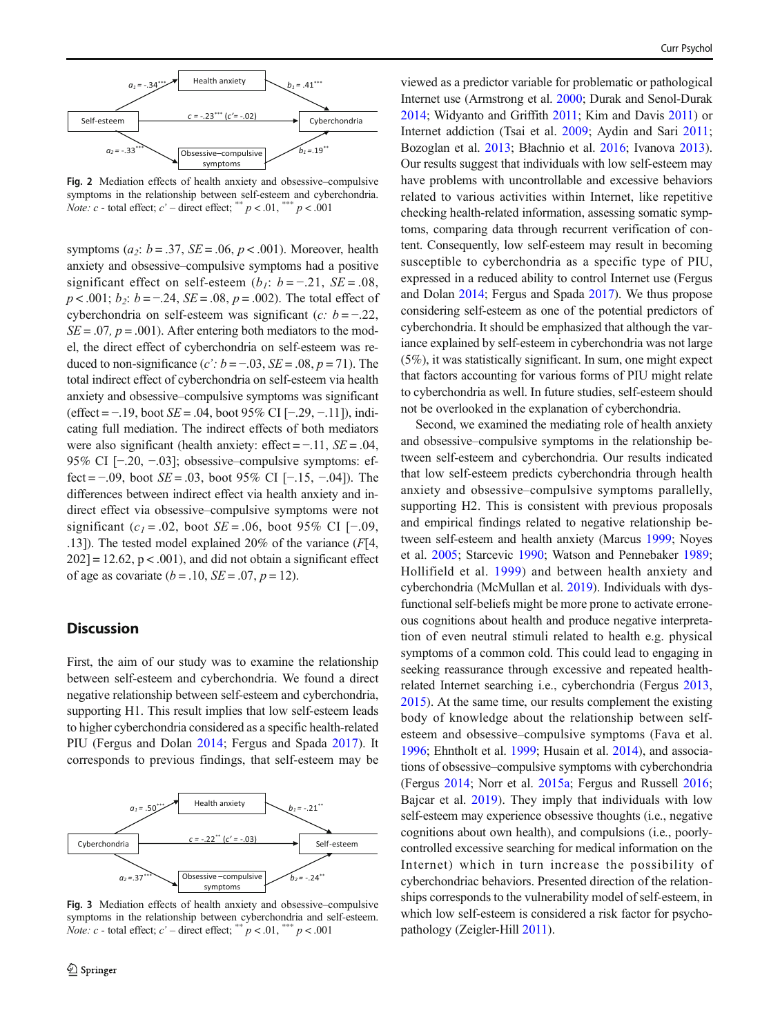Self-esteem → Health anxiety: $a_1 = -.34^{***}$; Health anxiety → Cyberchondria: $b_1 = .41^{***}$
Self-esteem → Cyberchondria: $c = -.23^{***}$ ($c' = -.02$)
Self-esteem → Obsessive–compulsive symptoms: $a_2 = -.33^{***}$; Obsessive–compulsive symptoms → Cyberchondria: $b_1 = .19^{**}$

**Fig. 2** Mediation effects of health anxiety and obsessive–compulsive symptoms in the relationship between self-esteem and cyberchondria. *Note: c* - total effect; *c'* – direct effect; $^{**}$ $p < .01$, $^{***}$ $p < .001$

symptoms ($a_2$: $b = .37$, $SE = .06$, $p < .001$). Moreover, health anxiety and obsessive–compulsive symptoms had a positive significant effect on self-esteem ($b_1$: $b = -.21$, $SE = .08$, $p < .001$; $b_2$: $b = -.24$, $SE = .08$, $p = .002$). The total effect of cyberchondria on self-esteem was significant ($c$: $b = -.22$, $SE = .07$, $p = .001$). After entering both mediators to the model, the direct effect of cyberchondria on self-esteem was reduced to non-significance ($c'$: $b = -.03$, $SE = .08$, $p = 71$). The total indirect effect of cyberchondria on self-esteem via health anxiety and obsessive–compulsive symptoms was significant (effect = −.19, boot $SE = .04$, boot 95% CI [−.29, −.11]), indicating full mediation. The indirect effects of both mediators were also significant (health anxiety: effect = −.11, $SE = .04$, 95% CI [−.20, −.03]; obsessive–compulsive symptoms: effect = −.09, boot $SE = .03$, boot 95% CI [−.15, −.04]). The differences between indirect effect via health anxiety and indirect effect via obsessive–compulsive symptoms were not significant ($c_1 = .02$, boot $SE = .06$, boot 95% CI [−.09, .13]). The tested model explained 20% of the variance ($F$[4, 202] = 12.62, p < .001), and did not obtain a significant effect of age as covariate ($b = .10$, $SE = .07$, $p = 12$).

## Discussion

First, the aim of our study was to examine the relationship between self-esteem and cyberchondria. We found a direct negative relationship between self-esteem and cyberchondria, supporting H1. This result implies that low self-esteem leads to higher cyberchondria considered as a specific health-related PIU (Fergus and Dolan 2014; Fergus and Spada 2017). It corresponds to previous findings, that self-esteem may be viewed as a predictor variable for problematic or pathological Internet use (Armstrong et al. 2000; Durak and Senol-Durak 2014; Widyanto and Griffith 2011; Kim and Davis 2011) or Internet addiction (Tsai et al. 2009; Aydin and Sari 2011; Bozoglan et al. 2013; Błachnio et al. 2016; Ivanova 2013). Our results suggest that individuals with low self-esteem may have problems with uncontrollable and excessive behaviors related to various activities within Internet, like repetitive checking health-related information, assessing somatic symptoms, comparing data through recurrent verification of content. Consequently, low self-esteem may result in becoming susceptible to cyberchondria as a specific type of PIU, expressed in a reduced ability to control Internet use (Fergus and Dolan 2014; Fergus and Spada 2017). We thus propose considering self-esteem as one of the potential predictors of cyberchondria. It should be emphasized that although the variance explained by self-esteem in cyberchondria was not large (5%), it was statistically significant. In sum, one might expect that factors accounting for various forms of PIU might relate to cyberchondria as well. In future studies, self-esteem should not be overlooked in the explanation of cyberchondria.

Cyberchondria → Health anxiety: $a_1 = .50^{***}$; Health anxiety → Self-esteem: $b_1 = -.21^{**}$
Cyberchondria → Self-esteem: $c = -.22^{**}$ ($c' = -.03$)
Cyberchondria → Obsessive –compulsive symptoms: $a_2 = .37^{***}$; Obsessive –compulsive symptoms → Self-esteem: $b_2 = -.24^{**}$

**Fig. 3** Mediation effects of health anxiety and obsessive–compulsive symptoms in the relationship between cyberchondria and self-esteem. *Note: c* - total effect; *c'* – direct effect; $^{**}$ $p < .01$, $^{***}$ $p < .001$

Second, we examined the mediating role of health anxiety and obsessive–compulsive symptoms in the relationship between self-esteem and cyberchondria. Our results indicated that low self-esteem predicts cyberchondria through health anxiety and obsessive–compulsive symptoms parallelly, supporting H2. This is consistent with previous proposals and empirical findings related to negative relationship between self-esteem and health anxiety (Marcus 1999; Noyes et al. 2005; Starcevic 1990; Watson and Pennebaker 1989; Hollifield et al. 1999) and between health anxiety and cyberchondria (McMullan et al. 2019). Individuals with dysfunctional self-beliefs might be more prone to activate erroneous cognitions about health and produce negative interpretation of even neutral stimuli related to health e.g. physical symptoms of a common cold. This could lead to engaging in seeking reassurance through excessive and repeated health-related Internet searching i.e., cyberchondria (Fergus 2013, 2015). At the same time, our results complement the existing body of knowledge about the relationship between self-esteem and obsessive–compulsive symptoms (Fava et al. 1996; Ehntholt et al. 1999; Husain et al. 2014), and associations of obsessive–compulsive symptoms with cyberchondria (Fergus 2014; Norr et al. 2015a; Fergus and Russell 2016; Bajcar et al. 2019). They imply that individuals with low self-esteem may experience obsessive thoughts (i.e., negative cognitions about own health), and compulsions (i.e., poorly-controlled excessive searching for medical information on the Internet) which in turn increase the possibility of cyberchondriac behaviors. Presented direction of the relationships corresponds to the vulnerability model of self-esteem, in which low self-esteem is considered a risk factor for psychopathology (Zeigler-Hill 2011).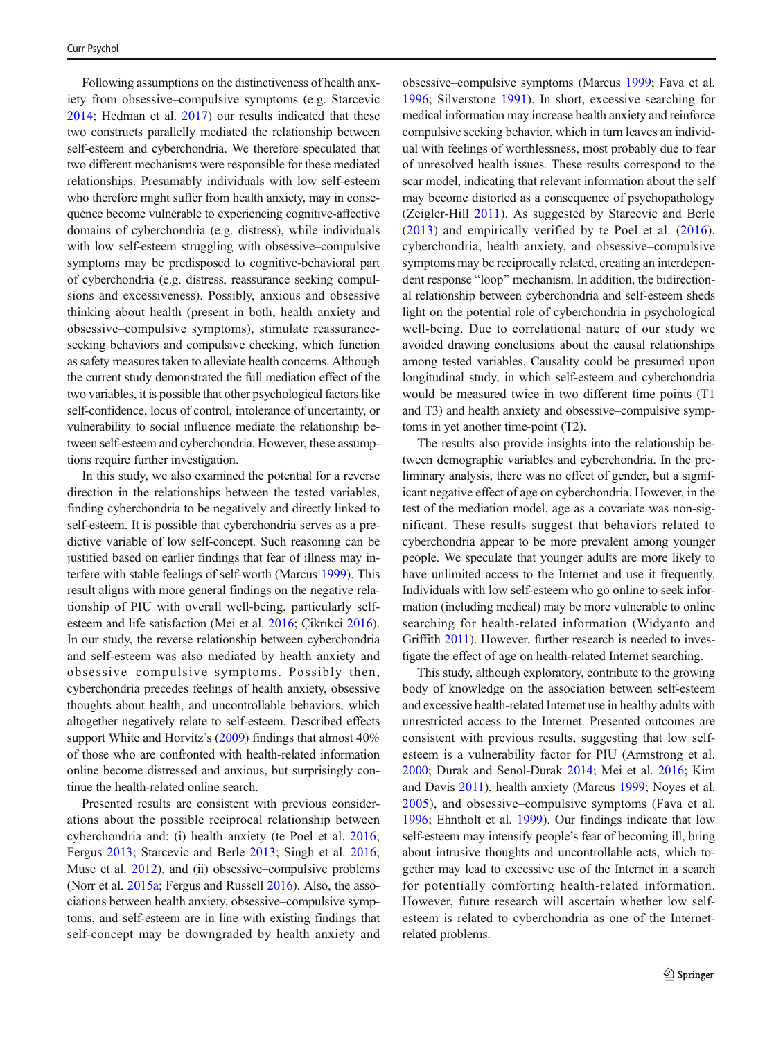Following assumptions on the distinctiveness of health anxiety from obsessive–compulsive symptoms (e.g. Starcevic 2014; Hedman et al. 2017) our results indicated that these two constructs parallelly mediated the relationship between self-esteem and cyberchondria. We therefore speculated that two different mechanisms were responsible for these mediated relationships. Presumably individuals with low self-esteem who therefore might suffer from health anxiety, may in consequence become vulnerable to experiencing cognitive-affective domains of cyberchondria (e.g. distress), while individuals with low self-esteem struggling with obsessive–compulsive symptoms may be predisposed to cognitive-behavioral part of cyberchondria (e.g. distress, reassurance seeking compulsions and excessiveness). Possibly, anxious and obsessive thinking about health (present in both, health anxiety and obsessive–compulsive symptoms), stimulate reassurance-seeking behaviors and compulsive checking, which function as safety measures taken to alleviate health concerns. Although the current study demonstrated the full mediation effect of the two variables, it is possible that other psychological factors like self-confidence, locus of control, intolerance of uncertainty, or vulnerability to social influence mediate the relationship between self-esteem and cyberchondria. However, these assumptions require further investigation.

In this study, we also examined the potential for a reverse direction in the relationships between the tested variables, finding cyberchondria to be negatively and directly linked to self-esteem. It is possible that cyberchondria serves as a predictive variable of low self-concept. Such reasoning can be justified based on earlier findings that fear of illness may interfere with stable feelings of self-worth (Marcus 1999). This result aligns with more general findings on the negative relationship of PIU with overall well-being, particularly self-esteem and life satisfaction (Mei et al. 2016; Çikrıkci 2016). In our study, the reverse relationship between cyberchondria and self-esteem was also mediated by health anxiety and obsessive–compulsive symptoms. Possibly then, cyberchondria precedes feelings of health anxiety, obsessive thoughts about health, and uncontrollable behaviors, which altogether negatively relate to self-esteem. Described effects support White and Horvitz's (2009) findings that almost 40% of those who are confronted with health-related information online become distressed and anxious, but surprisingly continue the health-related online search.

Presented results are consistent with previous considerations about the possible reciprocal relationship between cyberchondria and: (i) health anxiety (te Poel et al. 2016; Fergus 2013; Starcevic and Berle 2013; Singh et al. 2016; Muse et al. 2012), and (ii) obsessive–compulsive problems (Norr et al. 2015a; Fergus and Russell 2016). Also, the associations between health anxiety, obsessive–compulsive symptoms, and self-esteem are in line with existing findings that self-concept may be downgraded by health anxiety and obsessive–compulsive symptoms (Marcus 1999; Fava et al. 1996; Silverstone 1991). In short, excessive searching for medical information may increase health anxiety and reinforce compulsive seeking behavior, which in turn leaves an individual with feelings of worthlessness, most probably due to fear of unresolved health issues. These results correspond to the scar model, indicating that relevant information about the self may become distorted as a consequence of psychopathology (Zeigler-Hill 2011). As suggested by Starcevic and Berle (2013) and empirically verified by te Poel et al. (2016), cyberchondria, health anxiety, and obsessive–compulsive symptoms may be reciprocally related, creating an interdependent response "loop" mechanism. In addition, the bidirectional relationship between cyberchondria and self-esteem sheds light on the potential role of cyberchondria in psychological well-being. Due to correlational nature of our study we avoided drawing conclusions about the causal relationships among tested variables. Causality could be presumed upon longitudinal study, in which self-esteem and cyberchondria would be measured twice in two different time points (T1 and T3) and health anxiety and obsessive–compulsive symptoms in yet another time-point (T2).

The results also provide insights into the relationship between demographic variables and cyberchondria. In the preliminary analysis, there was no effect of gender, but a significant negative effect of age on cyberchondria. However, in the test of the mediation model, age as a covariate was non-significant. These results suggest that behaviors related to cyberchondria appear to be more prevalent among younger people. We speculate that younger adults are more likely to have unlimited access to the Internet and use it frequently. Individuals with low self-esteem who go online to seek information (including medical) may be more vulnerable to online searching for health-related information (Widyanto and Griffith 2011). However, further research is needed to investigate the effect of age on health-related Internet searching.

This study, although exploratory, contribute to the growing body of knowledge on the association between self-esteem and excessive health-related Internet use in healthy adults with unrestricted access to the Internet. Presented outcomes are consistent with previous results, suggesting that low self-esteem is a vulnerability factor for PIU (Armstrong et al. 2000; Durak and Senol-Durak 2014; Mei et al. 2016; Kim and Davis 2011), health anxiety (Marcus 1999; Noyes et al. 2005), and obsessive–compulsive symptoms (Fava et al. 1996; Ehntholt et al. 1999). Our findings indicate that low self-esteem may intensify people's fear of becoming ill, bring about intrusive thoughts and uncontrollable acts, which together may lead to excessive use of the Internet in a search for potentially comforting health-related information. However, future research will ascertain whether low self-esteem is related to cyberchondria as one of the Internet-related problems.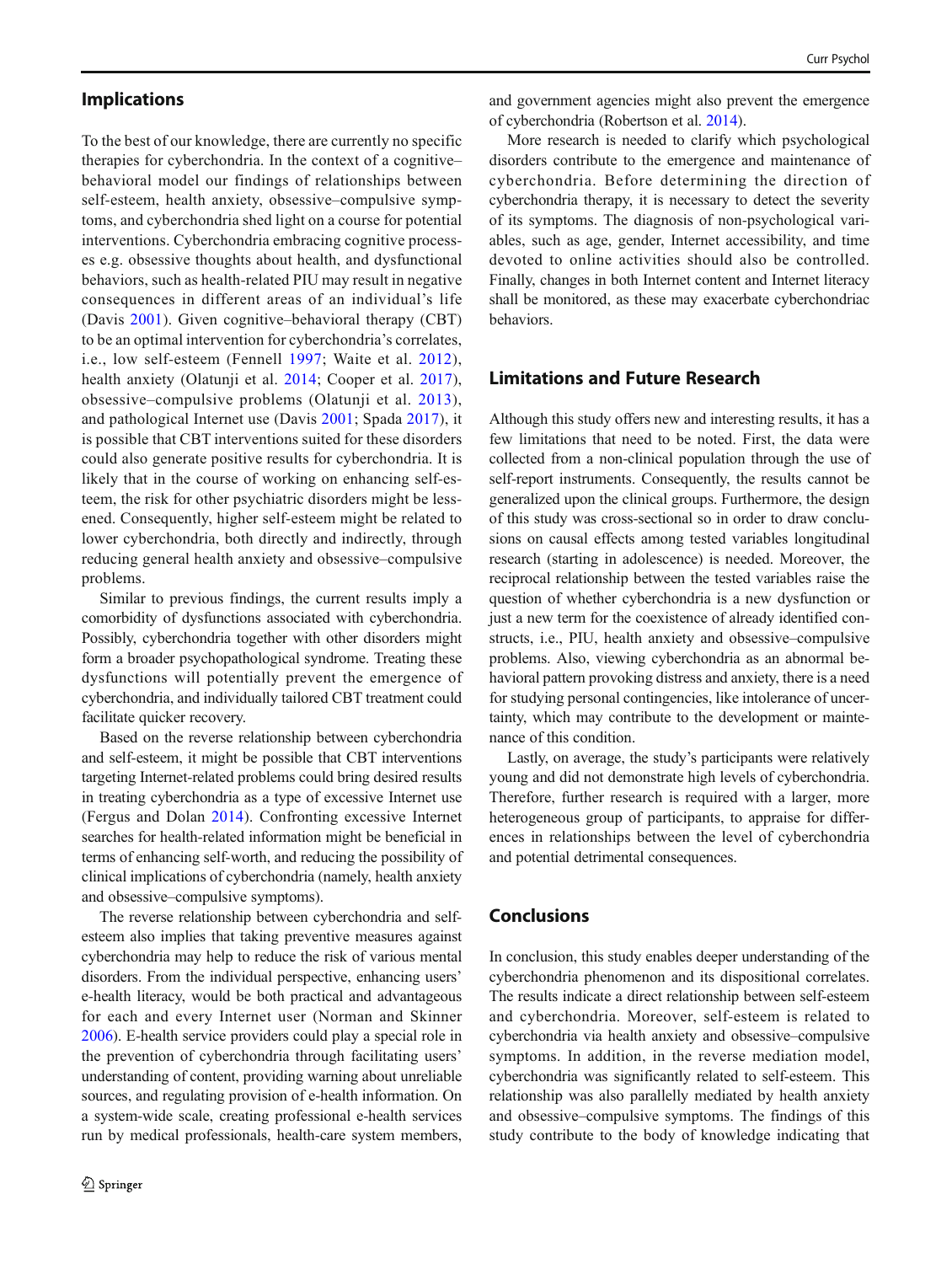## Implications

To the best of our knowledge, there are currently no specific therapies for cyberchondria. In the context of a cognitive–behavioral model our findings of relationships between self-esteem, health anxiety, obsessive–compulsive symptoms, and cyberchondria shed light on a course for potential interventions. Cyberchondria embracing cognitive processes e.g. obsessive thoughts about health, and dysfunctional behaviors, such as health-related PIU may result in negative consequences in different areas of an individual's life (Davis 2001). Given cognitive–behavioral therapy (CBT) to be an optimal intervention for cyberchondria's correlates, i.e., low self-esteem (Fennell 1997; Waite et al. 2012), health anxiety (Olatunji et al. 2014; Cooper et al. 2017), obsessive–compulsive problems (Olatunji et al. 2013), and pathological Internet use (Davis 2001; Spada 2017), it is possible that CBT interventions suited for these disorders could also generate positive results for cyberchondria. It is likely that in the course of working on enhancing self-esteem, the risk for other psychiatric disorders might be lessened. Consequently, higher self-esteem might be related to lower cyberchondria, both directly and indirectly, through reducing general health anxiety and obsessive–compulsive problems.

Similar to previous findings, the current results imply a comorbidity of dysfunctions associated with cyberchondria. Possibly, cyberchondria together with other disorders might form a broader psychopathological syndrome. Treating these dysfunctions will potentially prevent the emergence of cyberchondria, and individually tailored CBT treatment could facilitate quicker recovery.

Based on the reverse relationship between cyberchondria and self-esteem, it might be possible that CBT interventions targeting Internet-related problems could bring desired results in treating cyberchondria as a type of excessive Internet use (Fergus and Dolan 2014). Confronting excessive Internet searches for health-related information might be beneficial in terms of enhancing self-worth, and reducing the possibility of clinical implications of cyberchondria (namely, health anxiety and obsessive–compulsive symptoms).

The reverse relationship between cyberchondria and self-esteem also implies that taking preventive measures against cyberchondria may help to reduce the risk of various mental disorders. From the individual perspective, enhancing users' e-health literacy, would be both practical and advantageous for each and every Internet user (Norman and Skinner 2006). E-health service providers could play a special role in the prevention of cyberchondria through facilitating users' understanding of content, providing warning about unreliable sources, and regulating provision of e-health information. On a system-wide scale, creating professional e-health services run by medical professionals, health-care system members, and government agencies might also prevent the emergence of cyberchondria (Robertson et al. 2014).

More research is needed to clarify which psychological disorders contribute to the emergence and maintenance of cyberchondria. Before determining the direction of cyberchondria therapy, it is necessary to detect the severity of its symptoms. The diagnosis of non-psychological variables, such as age, gender, Internet accessibility, and time devoted to online activities should also be controlled. Finally, changes in both Internet content and Internet literacy shall be monitored, as these may exacerbate cyberchondriac behaviors.

## Limitations and Future Research

Although this study offers new and interesting results, it has a few limitations that need to be noted. First, the data were collected from a non-clinical population through the use of self-report instruments. Consequently, the results cannot be generalized upon the clinical groups. Furthermore, the design of this study was cross-sectional so in order to draw conclusions on causal effects among tested variables longitudinal research (starting in adolescence) is needed. Moreover, the reciprocal relationship between the tested variables raise the question of whether cyberchondria is a new dysfunction or just a new term for the coexistence of already identified constructs, i.e., PIU, health anxiety and obsessive–compulsive problems. Also, viewing cyberchondria as an abnormal behavioral pattern provoking distress and anxiety, there is a need for studying personal contingencies, like intolerance of uncertainty, which may contribute to the development or maintenance of this condition.

Lastly, on average, the study's participants were relatively young and did not demonstrate high levels of cyberchondria. Therefore, further research is required with a larger, more heterogeneous group of participants, to appraise for differences in relationships between the level of cyberchondria and potential detrimental consequences.

## Conclusions

In conclusion, this study enables deeper understanding of the cyberchondria phenomenon and its dispositional correlates. The results indicate a direct relationship between self-esteem and cyberchondria. Moreover, self-esteem is related to cyberchondria via health anxiety and obsessive–compulsive symptoms. In addition, in the reverse mediation model, cyberchondria was significantly related to self-esteem. This relationship was also parallelly mediated by health anxiety and obsessive–compulsive symptoms. The findings of this study contribute to the body of knowledge indicating that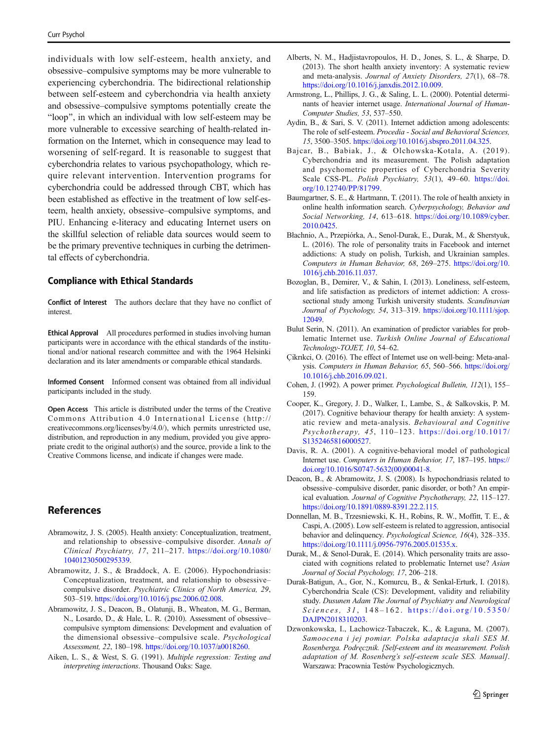individuals with low self-esteem, health anxiety, and obsessive–compulsive symptoms may be more vulnerable to experiencing cyberchondria. The bidirectional relationship between self-esteem and cyberchondria via health anxiety and obsessive–compulsive symptoms potentially create the "loop", in which an individual with low self-esteem may be more vulnerable to excessive searching of health-related information on the Internet, which in consequence may lead to worsening of self-regard. It is reasonable to suggest that cyberchondria relates to various psychopathology, which require relevant intervention. Intervention programs for cyberchondria could be addressed through CBT, which has been established as effective in the treatment of low self-esteem, health anxiety, obsessive–compulsive symptoms, and PIU. Enhancing e-literacy and educating Internet users on the skillful selection of reliable data sources would seem to be the primary preventive techniques in curbing the detrimental effects of cyberchondria.

## Compliance with Ethical Standards

**Conflict of Interest** The authors declare that they have no conflict of interest.

**Ethical Approval** All procedures performed in studies involving human participants were in accordance with the ethical standards of the institutional and/or national research committee and with the 1964 Helsinki declaration and its later amendments or comparable ethical standards.

**Informed Consent** Informed consent was obtained from all individual participants included in the study.

**Open Access** This article is distributed under the terms of the Creative Commons Attribution 4.0 International License (http://creativecommons.org/licenses/by/4.0/), which permits unrestricted use, distribution, and reproduction in any medium, provided you give appropriate credit to the original author(s) and the source, provide a link to the Creative Commons license, and indicate if changes were made.

## References

Abramowitz, J. S. (2005). Health anxiety: Conceptualization, treatment, and relationship to obsessive–compulsive disorder. *Annals of Clinical Psychiatry, 17*, 211–217. https://doi.org/10.1080/10401230500295339.

Abramowitz, J. S., & Braddock, A. E. (2006). Hypochondriasis: Conceptualization, treatment, and relationship to obsessive–compulsive disorder. *Psychiatric Clinics of North America, 29*, 503–519. https://doi.org/10.1016/j.psc.2006.02.008.

Abramowitz, J. S., Deacon, B., Olatunji, B., Wheaton, M. G., Berman, N., Losardo, D., & Hale, L. R. (2010). Assessment of obsessive–compulsive symptom dimensions: Development and evaluation of the dimensional obsessive–compulsive scale. *Psychological Assessment, 22*, 180–198. https://doi.org/10.1037/a0018260.

Aiken, L. S., & West, S. G. (1991). *Multiple regression: Testing and interpreting interactions*. Thousand Oaks: Sage.

Alberts, N. M., Hadjistavropoulos, H. D., Jones, S. L., & Sharpe, D. (2013). The short health anxiety inventory: A systematic review and meta-analysis. *Journal of Anxiety Disorders, 27*(1), 68–78. https://doi.org/10.1016/j.janxdis.2012.10.009.

Armstrong, L., Phillips, J. G., & Saling, L. L. (2000). Potential determinants of heavier internet usage. *International Journal of Human-Computer Studies, 53*, 537–550.

Aydin, B., & Sari, S. V. (2011). Internet addiction among adolescents: The role of self-esteem. *Procedia - Social and Behavioral Sciences, 15*, 3500–3505. https://doi.org/10.1016/j.sbspro.2011.04.325.

Bajcar, B., Babiak, J., & Olchowska-Kotala, A. (2019). Cyberchondria and its measurement. The Polish adaptation and psychometric properties of Cyberchondria Severity Scale CSS-PL. *Polish Psychiatry, 53*(1), 49–60. https://doi.org/10.12740/PP/81799.

Baumgartner, S. E., & Hartmann, T. (2011). The role of health anxiety in online health information search. *Cyberpsychology, Behavior and Social Networking, 14*, 613–618. https://doi.org/10.1089/cyber.2010.0425.

Błachnio, A., Przepiórka, A., Senol-Durak, E., Durak, M., & Sherstyuk, L. (2016). The role of personality traits in Facebook and internet addictions: A study on polish, Turkish, and Ukrainian samples. *Computers in Human Behavior, 68*, 269–275. https://doi.org/10.1016/j.chb.2016.11.037.

Bozoglan, B., Demirer, V., & Sahin, I. (2013). Loneliness, self-esteem, and life satisfaction as predictors of internet addiction: A cross-sectional study among Turkish university students. *Scandinavian Journal of Psychology, 54*, 313–319. https://doi.org/10.1111/sjop.12049.

Bulut Serin, N. (2011). An examination of predictor variables for problematic Internet use. *Turkish Online Journal of Educational Technology-TOJET, 10*, 54–62.

Çikrıkci, O. (2016). The effect of Internet use on well-being: Meta-analysis. *Computers in Human Behavior, 65*, 560–566. https://doi.org/10.1016/j.chb.2016.09.021.

Cohen, J. (1992). A power primer. *Psychological Bulletin, 112*(1), 155–159.

Cooper, K., Gregory, J. D., Walker, I., Lambe, S., & Salkovskis, P. M. (2017). Cognitive behaviour therapy for health anxiety: A systematic review and meta-analysis. *Behavioural and Cognitive Psychotherapy, 45*, 110–123. https://doi.org/10.1017/S1352465816000527.

Davis, R. A. (2001). A cognitive-behavioral model of pathological Internet use. *Computers in Human Behavior, 17*, 187–195. https://doi.org/10.1016/S0747-5632(00)00041-8.

Deacon, B., & Abramowitz, J. S. (2008). Is hypochondriasis related to obsessive–compulsive disorder, panic disorder, or both? An empirical evaluation. *Journal of Cognitive Psychotherapy, 22*, 115–127. https://doi.org/10.1891/0889-8391.22.2.115.

Donnellan, M. B., Trzesniewski, K. H., Robins, R. W., Moffitt, T. E., & Caspi, A. (2005). Low self-esteem is related to aggression, antisocial behavior and delinquency. *Psychological Science, 16*(4), 328–335. https://doi.org/10.1111/j.0956-7976.2005.01535.x.

Durak, M., & Senol-Durak, E. (2014). Which personality traits are associated with cognitions related to problematic Internet use? *Asian Journal of Social Psychology, 17*, 206–218.

Durak-Batigun, A., Gor, N., Komurcu, B., & Senkal-Erturk, I. (2018). Cyberchondria Scale (CS): Development, validity and reliability study. *Dusunen Adam The Journal of Psychiatry and Neurological Sciences, 31*, 148–162. https://doi.org/10.5350/DAJPN2018310203.

Dzwonkowska, I., Lachowicz-Tabaczek, K., & Łaguna, M. (2007). *Samoocena i jej pomiar. Polska adaptacja skali SES M. Rosenberga. Podręcznik. [Self-esteem and its measurement. Polish adaptation of M. Rosenberg's self-esteem scale SES. Manual]*. Warszawa: Pracownia Testów Psychologicznych.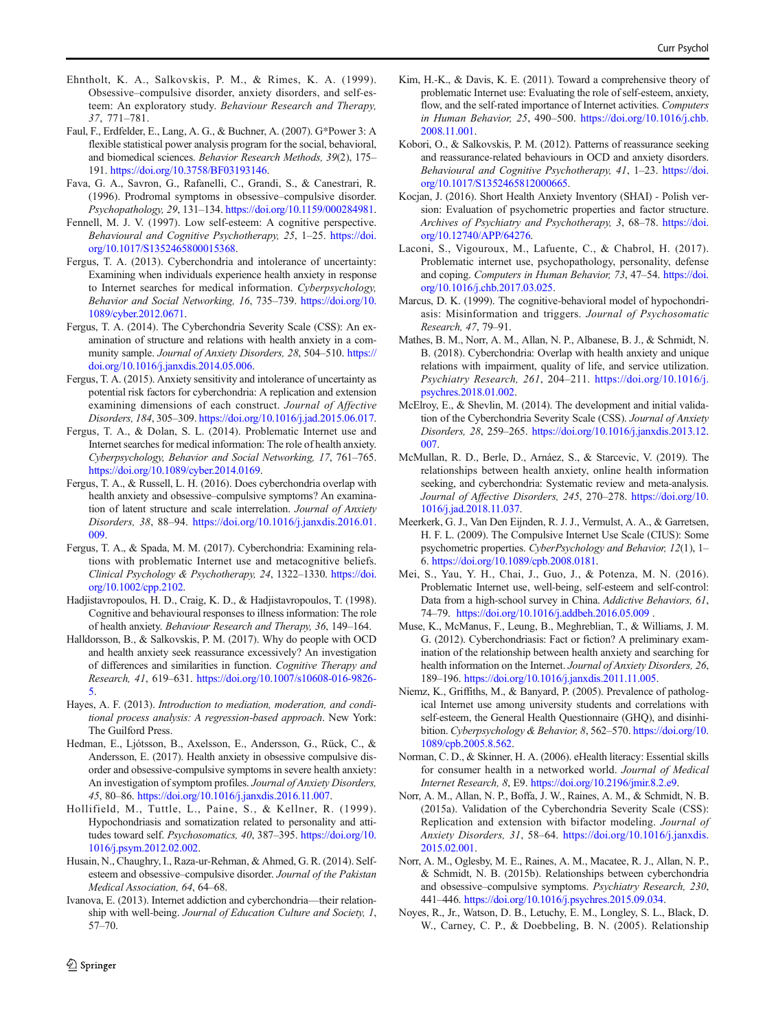Ehntholt, K. A., Salkovskis, P. M., & Rimes, K. A. (1999). Obsessive–compulsive disorder, anxiety disorders, and self-esteem: An exploratory study. *Behaviour Research and Therapy, 37*, 771–781.

Faul, F., Erdfelder, E., Lang, A. G., & Buchner, A. (2007). G*Power 3: A flexible statistical power analysis program for the social, behavioral, and biomedical sciences. *Behavior Research Methods, 39*(2), 175–191. https://doi.org/10.3758/BF03193146.

Fava, G. A., Savron, G., Rafanelli, C., Grandi, S., & Canestrari, R. (1996). Prodromal symptoms in obsessive–compulsive disorder. *Psychopathology, 29*, 131–134. https://doi.org/10.1159/000284981.

Fennell, M. J. V. (1997). Low self-esteem: A cognitive perspective. *Behavioural and Cognitive Psychotherapy, 25*, 1–25. https://doi.org/10.1017/S1352465800015368.

Fergus, T. A. (2013). Cyberchondria and intolerance of uncertainty: Examining when individuals experience health anxiety in response to Internet searches for medical information. *Cyberpsychology, Behavior and Social Networking, 16*, 735–739. https://doi.org/10.1089/cyber.2012.0671.

Fergus, T. A. (2014). The Cyberchondria Severity Scale (CSS): An examination of structure and relations with health anxiety in a community sample. *Journal of Anxiety Disorders, 28*, 504–510. https://doi.org/10.1016/j.janxdis.2014.05.006.

Fergus, T. A. (2015). Anxiety sensitivity and intolerance of uncertainty as potential risk factors for cyberchondria: A replication and extension examining dimensions of each construct. *Journal of Affective Disorders, 184*, 305–309. https://doi.org/10.1016/j.jad.2015.06.017.

Fergus, T. A., & Dolan, S. L. (2014). Problematic Internet use and Internet searches for medical information: The role of health anxiety. *Cyberpsychology, Behavior and Social Networking, 17*, 761–765. https://doi.org/10.1089/cyber.2014.0169.

Fergus, T. A., & Russell, L. H. (2016). Does cyberchondria overlap with health anxiety and obsessive–compulsive symptoms? An examination of latent structure and scale interrelation. *Journal of Anxiety Disorders, 38*, 88–94. https://doi.org/10.1016/j.janxdis.2016.01.009.

Fergus, T. A., & Spada, M. M. (2017). Cyberchondria: Examining relations with problematic Internet use and metacognitive beliefs. *Clinical Psychology & Psychotherapy, 24*, 1322–1330. https://doi.org/10.1002/cpp.2102.

Hadjistavropoulos, H. D., Craig, K. D., & Hadjistavropoulos, T. (1998). Cognitive and behavioural responses to illness information: The role of health anxiety. *Behaviour Research and Therapy, 36*, 149–164.

Halldorsson, B., & Salkovskis, P. M. (2017). Why do people with OCD and health anxiety seek reassurance excessively? An investigation of differences and similarities in function. *Cognitive Therapy and Research, 41*, 619–631. https://doi.org/10.1007/s10608-016-9826-5.

Hayes, A. F. (2013). *Introduction to mediation, moderation, and conditional process analysis: A regression-based approach*. New York: The Guilford Press.

Hedman, E., Ljótsson, B., Axelsson, E., Andersson, G., Rück, C., & Andersson, E. (2017). Health anxiety in obsessive compulsive disorder and obsessive-compulsive symptoms in severe health anxiety: An investigation of symptom profiles. *Journal of Anxiety Disorders, 45*, 80–86. https://doi.org/10.1016/j.janxdis.2016.11.007.

Hollifield, M., Tuttle, L., Paine, S., & Kellner, R. (1999). Hypochondriasis and somatization related to personality and attitudes toward self. *Psychosomatics, 40*, 387–395. https://doi.org/10.1016/j.psym.2012.02.002.

Husain, N., Chaughry, I., Raza-ur-Rehman, & Ahmed, G. R. (2014). Self-esteem and obsessive–compulsive disorder. *Journal of the Pakistan Medical Association, 64*, 64–68.

Ivanova, E. (2013). Internet addiction and cyberchondria—their relationship with well-being. *Journal of Education Culture and Society, 1*, 57–70.

Kim, H.-K., & Davis, K. E. (2011). Toward a comprehensive theory of problematic Internet use: Evaluating the role of self-esteem, anxiety, flow, and the self-rated importance of Internet activities. *Computers in Human Behavior, 25*, 490–500. https://doi.org/10.1016/j.chb.2008.11.001.

Kobori, O., & Salkovskis, P. M. (2012). Patterns of reassurance seeking and reassurance-related behaviours in OCD and anxiety disorders. *Behavioural and Cognitive Psychotherapy, 41*, 1–23. https://doi.org/10.1017/S1352465812000665.

Kocjan, J. (2016). Short Health Anxiety Inventory (SHAI) - Polish version: Evaluation of psychometric properties and factor structure. *Archives of Psychiatry and Psychotherapy, 3*, 68–78. https://doi.org/10.12740/APP/64276.

Laconi, S., Vigouroux, M., Lafuente, C., & Chabrol, H. (2017). Problematic internet use, psychopathology, personality, defense and coping. *Computers in Human Behavior, 73*, 47–54. https://doi.org/10.1016/j.chb.2017.03.025.

Marcus, D. K. (1999). The cognitive-behavioral model of hypochondriasis: Misinformation and triggers. *Journal of Psychosomatic Research, 47*, 79–91.

Mathes, B. M., Norr, A. M., Allan, N. P., Albanese, B. J., & Schmidt, N. B. (2018). Cyberchondria: Overlap with health anxiety and unique relations with impairment, quality of life, and service utilization. *Psychiatry Research, 261*, 204–211. https://doi.org/10.1016/j.psychres.2018.01.002.

McElroy, E., & Shevlin, M. (2014). The development and initial validation of the Cyberchondria Severity Scale (CSS). *Journal of Anxiety Disorders, 28*, 259–265. https://doi.org/10.1016/j.janxdis.2013.12.007.

McMullan, R. D., Berle, D., Arnáez, S., & Starcevic, V. (2019). The relationships between health anxiety, online health information seeking, and cyberchondria: Systematic review and meta-analysis. *Journal of Affective Disorders, 245*, 270–278. https://doi.org/10.1016/j.jad.2018.11.037.

Meerkerk, G. J., Van Den Eijnden, R. J. J., Vermulst, A. A., & Garretsen, H. F. L. (2009). The Compulsive Internet Use Scale (CIUS): Some psychometric properties. *CyberPsychology and Behavior, 12*(1), 1–6. https://doi.org/10.1089/cpb.2008.0181.

Mei, S., Yau, Y. H., Chai, J., Guo, J., & Potenza, M. N. (2016). Problematic Internet use, well-being, self-esteem and self-control: Data from a high-school survey in China. *Addictive Behaviors, 61*, 74–79. https://doi.org/10.1016/j.addbeh.2016.05.009 .

Muse, K., McManus, F., Leung, B., Meghreblian, T., & Williams, J. M. G. (2012). Cyberchondriasis: Fact or fiction? A preliminary examination of the relationship between health anxiety and searching for health information on the Internet. *Journal of Anxiety Disorders, 26*, 189–196. https://doi.org/10.1016/j.janxdis.2011.11.005.

Niemz, K., Griffiths, M., & Banyard, P. (2005). Prevalence of pathological Internet use among university students and correlations with self-esteem, the General Health Questionnaire (GHQ), and disinhibition. *Cyberpsychology & Behavior, 8*, 562–570. https://doi.org/10.1089/cpb.2005.8.562.

Norman, C. D., & Skinner, H. A. (2006). eHealth literacy: Essential skills for consumer health in a networked world. *Journal of Medical Internet Research, 8*, E9. https://doi.org/10.2196/jmir.8.2.e9.

Norr, A. M., Allan, N. P., Boffa, J. W., Raines, A. M., & Schmidt, N. B. (2015a). Validation of the Cyberchondria Severity Scale (CSS): Replication and extension with bifactor modeling. *Journal of Anxiety Disorders, 31*, 58–64. https://doi.org/10.1016/j.janxdis.2015.02.001.

Norr, A. M., Oglesby, M. E., Raines, A. M., Macatee, R. J., Allan, N. P., & Schmidt, N. B. (2015b). Relationships between cyberchondria and obsessive–compulsive symptoms. *Psychiatry Research, 230*, 441–446. https://doi.org/10.1016/j.psychres.2015.09.034.

Noyes, R., Jr., Watson, D. B., Letuchy, E. M., Longley, S. L., Black, D. W., Carney, C. P., & Doebbeling, B. N. (2005). Relationship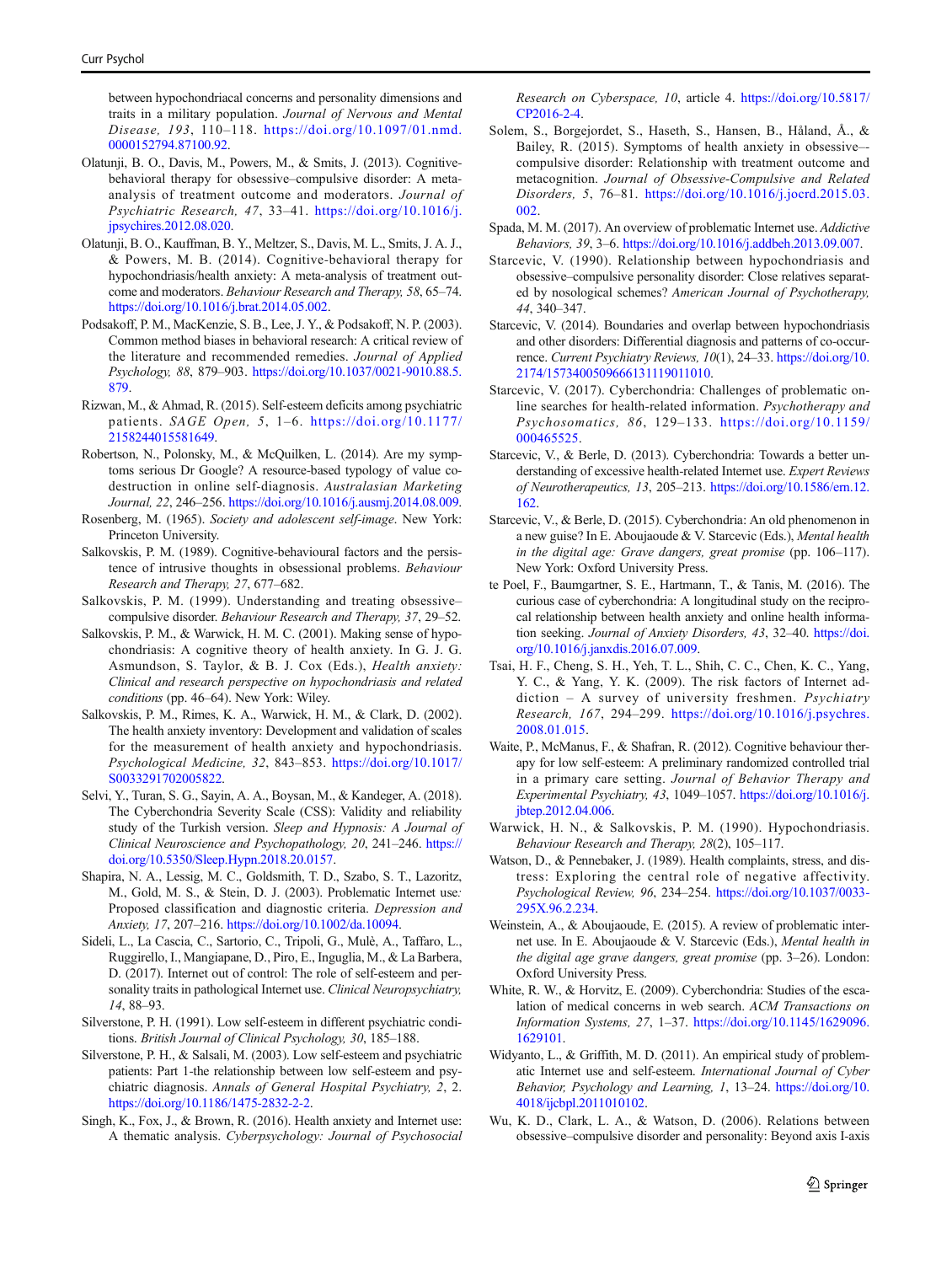between hypochondriacal concerns and personality dimensions and traits in a military population. *Journal of Nervous and Mental Disease, 193*, 110–118. https://doi.org/10.1097/01.nmd.0000152794.87100.92.

Olatunji, B. O., Davis, M., Powers, M., & Smits, J. (2013). Cognitive-behavioral therapy for obsessive–compulsive disorder: A meta-analysis of treatment outcome and moderators. *Journal of Psychiatric Research, 47*, 33–41. https://doi.org/10.1016/j.jpsychires.2012.08.020.

Olatunji, B. O., Kauffman, B. Y., Meltzer, S., Davis, M. L., Smits, J. A. J., & Powers, M. B. (2014). Cognitive-behavioral therapy for hypochondriasis/health anxiety: A meta-analysis of treatment outcome and moderators. *Behaviour Research and Therapy, 58*, 65–74. https://doi.org/10.1016/j.brat.2014.05.002.

Podsakoff, P. M., MacKenzie, S. B., Lee, J. Y., & Podsakoff, N. P. (2003). Common method biases in behavioral research: A critical review of the literature and recommended remedies. *Journal of Applied Psychology, 88*, 879–903. https://doi.org/10.1037/0021-9010.88.5.879.

Rizwan, M., & Ahmad, R. (2015). Self-esteem deficits among psychiatric patients. *SAGE Open, 5*, 1–6. https://doi.org/10.1177/2158244015581649.

Robertson, N., Polonsky, M., & McQuilken, L. (2014). Are my symptoms serious Dr Google? A resource-based typology of value co-destruction in online self-diagnosis. *Australasian Marketing Journal, 22*, 246–256. https://doi.org/10.1016/j.ausmj.2014.08.009.

Rosenberg, M. (1965). *Society and adolescent self-image*. New York: Princeton University.

Salkovskis, P. M. (1989). Cognitive-behavioural factors and the persistence of intrusive thoughts in obsessional problems. *Behaviour Research and Therapy, 27*, 677–682.

Salkovskis, P. M. (1999). Understanding and treating obsessive–compulsive disorder. *Behaviour Research and Therapy, 37*, 29–52.

Salkovskis, P. M., & Warwick, H. M. C. (2001). Making sense of hypochondriasis: A cognitive theory of health anxiety. In G. J. G. Asmundson, S. Taylor, & B. J. Cox (Eds.), *Health anxiety: Clinical and research perspective on hypochondriasis and related conditions* (pp. 46–64). New York: Wiley.

Salkovskis, P. M., Rimes, K. A., Warwick, H. M., & Clark, D. (2002). The health anxiety inventory: Development and validation of scales for the measurement of health anxiety and hypochondriasis. *Psychological Medicine, 32*, 843–853. https://doi.org/10.1017/S0033291702005822.

Selvi, Y., Turan, S. G., Sayin, A. A., Boysan, M., & Kandeger, A. (2018). The Cyberchondria Severity Scale (CSS): Validity and reliability study of the Turkish version. *Sleep and Hypnosis: A Journal of Clinical Neuroscience and Psychopathology, 20*, 241–246. https://doi.org/10.5350/Sleep.Hypn.2018.20.0157.

Shapira, N. A., Lessig, M. C., Goldsmith, T. D., Szabo, S. T., Lazoritz, M., Gold, M. S., & Stein, D. J. (2003). Problematic Internet use: Proposed classification and diagnostic criteria. *Depression and Anxiety, 17*, 207–216. https://doi.org/10.1002/da.10094.

Sideli, L., La Cascia, C., Sartorio, C., Tripoli, G., Mulè, A., Taffaro, L., Ruggirello, I., Mangiapane, D., Piro, E., Inguglia, M., & La Barbera, D. (2017). Internet out of control: The role of self-esteem and personality traits in pathological Internet use. *Clinical Neuropsychiatry, 14*, 88–93.

Silverstone, P. H. (1991). Low self-esteem in different psychiatric conditions. *British Journal of Clinical Psychology, 30*, 185–188.

Silverstone, P. H., & Salsali, M. (2003). Low self-esteem and psychiatric patients: Part 1-the relationship between low self-esteem and psychiatric diagnosis. *Annals of General Hospital Psychiatry, 2*, 2. https://doi.org/10.1186/1475-2832-2-2.

Singh, K., Fox, J., & Brown, R. (2016). Health anxiety and Internet use: A thematic analysis. *Cyberpsychology: Journal of Psychosocial Research on Cyberspace, 10*, article 4. https://doi.org/10.5817/CP2016-2-4.

Solem, S., Borgejordet, S., Haseth, S., Hansen, B., Håland, Å., & Bailey, R. (2015). Symptoms of health anxiety in obsessive–compulsive disorder: Relationship with treatment outcome and metacognition. *Journal of Obsessive-Compulsive and Related Disorders, 5*, 76–81. https://doi.org/10.1016/j.jocrd.2015.03.002.

Spada, M. M. (2017). An overview of problematic Internet use. *Addictive Behaviors, 39*, 3–6. https://doi.org/10.1016/j.addbeh.2013.09.007.

Starcevic, V. (1990). Relationship between hypochondriasis and obsessive–compulsive personality disorder: Close relatives separated by nosological schemes? *American Journal of Psychotherapy, 44*, 340–347.

Starcevic, V. (2014). Boundaries and overlap between hypochondriasis and other disorders: Differential diagnosis and patterns of co-occurrence. *Current Psychiatry Reviews, 10*(1), 24–33. https://doi.org/10.2174/1573400509666131119011010.

Starcevic, V. (2017). Cyberchondria: Challenges of problematic online searches for health-related information. *Psychotherapy and Psychosomatics, 86*, 129–133. https://doi.org/10.1159/000465525.

Starcevic, V., & Berle, D. (2013). Cyberchondria: Towards a better understanding of excessive health-related Internet use. *Expert Reviews of Neurotherapeutics, 13*, 205–213. https://doi.org/10.1586/ern.12.162.

Starcevic, V., & Berle, D. (2015). Cyberchondria: An old phenomenon in a new guise? In E. Aboujaoude & V. Starcevic (Eds.), *Mental health in the digital age: Grave dangers, great promise* (pp. 106–117). New York: Oxford University Press.

te Poel, F., Baumgartner, S. E., Hartmann, T., & Tanis, M. (2016). The curious case of cyberchondria: A longitudinal study on the reciprocal relationship between health anxiety and online health information seeking. *Journal of Anxiety Disorders, 43*, 32–40. https://doi.org/10.1016/j.janxdis.2016.07.009.

Tsai, H. F., Cheng, S. H., Yeh, T. L., Shih, C. C., Chen, K. C., Yang, Y. C., & Yang, Y. K. (2009). The risk factors of Internet addiction – A survey of university freshmen. *Psychiatry Research, 167*, 294–299. https://doi.org/10.1016/j.psychres.2008.01.015.

Waite, P., McManus, F., & Shafran, R. (2012). Cognitive behaviour therapy for low self-esteem: A preliminary randomized controlled trial in a primary care setting. *Journal of Behavior Therapy and Experimental Psychiatry, 43*, 1049–1057. https://doi.org/10.1016/j.jbtep.2012.04.006.

Warwick, H. N., & Salkovskis, P. M. (1990). Hypochondriasis. *Behaviour Research and Therapy, 28*(2), 105–117.

Watson, D., & Pennebaker, J. (1989). Health complaints, stress, and distress: Exploring the central role of negative affectivity. *Psychological Review, 96*, 234–254. https://doi.org/10.1037/0033-295X.96.2.234.

Weinstein, A., & Aboujaoude, E. (2015). A review of problematic internet use. In E. Aboujaoude & V. Starcevic (Eds.), *Mental health in the digital age grave dangers, great promise* (pp. 3–26). London: Oxford University Press.

White, R. W., & Horvitz, E. (2009). Cyberchondria: Studies of the escalation of medical concerns in web search. *ACM Transactions on Information Systems, 27*, 1–37. https://doi.org/10.1145/1629096.1629101.

Widyanto, L., & Griffith, M. D. (2011). An empirical study of problematic Internet use and self-esteem. *International Journal of Cyber Behavior, Psychology and Learning, 1*, 13–24. https://doi.org/10.4018/ijcbpl.2011010102.

Wu, K. D., Clark, L. A., & Watson, D. (2006). Relations between obsessive–compulsive disorder and personality: Beyond axis I-axis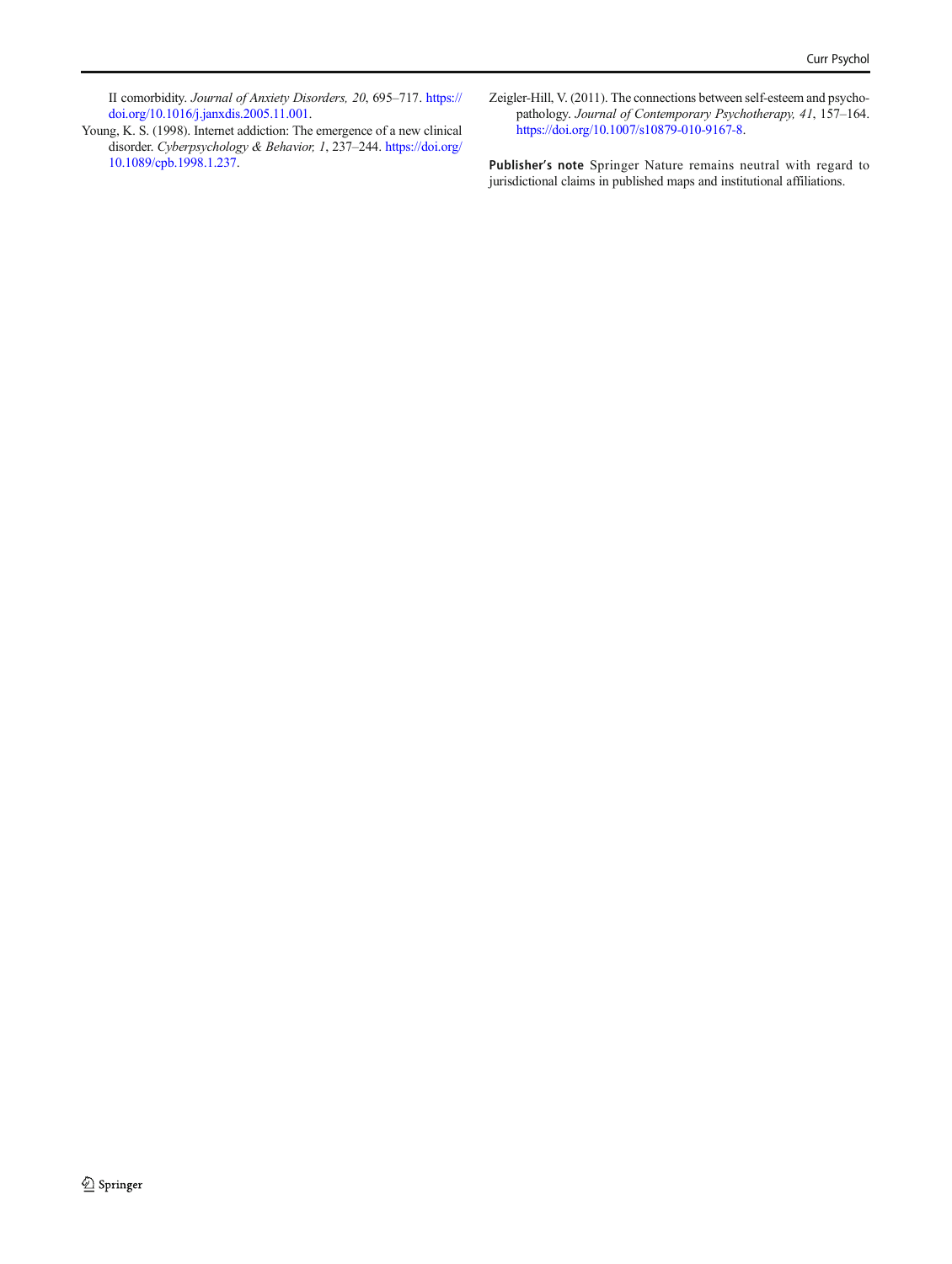II comorbidity. *Journal of Anxiety Disorders, 20*, 695–717. https://doi.org/10.1016/j.janxdis.2005.11.001.

Young, K. S. (1998). Internet addiction: The emergence of a new clinical disorder. *Cyberpsychology & Behavior, 1*, 237–244. https://doi.org/10.1089/cpb.1998.1.237.

Zeigler-Hill, V. (2011). The connections between self-esteem and psychopathology. *Journal of Contemporary Psychotherapy, 41*, 157–164. https://doi.org/10.1007/s10879-010-9167-8.

**Publisher's note** Springer Nature remains neutral with regard to jurisdictional claims in published maps and institutional affiliations.